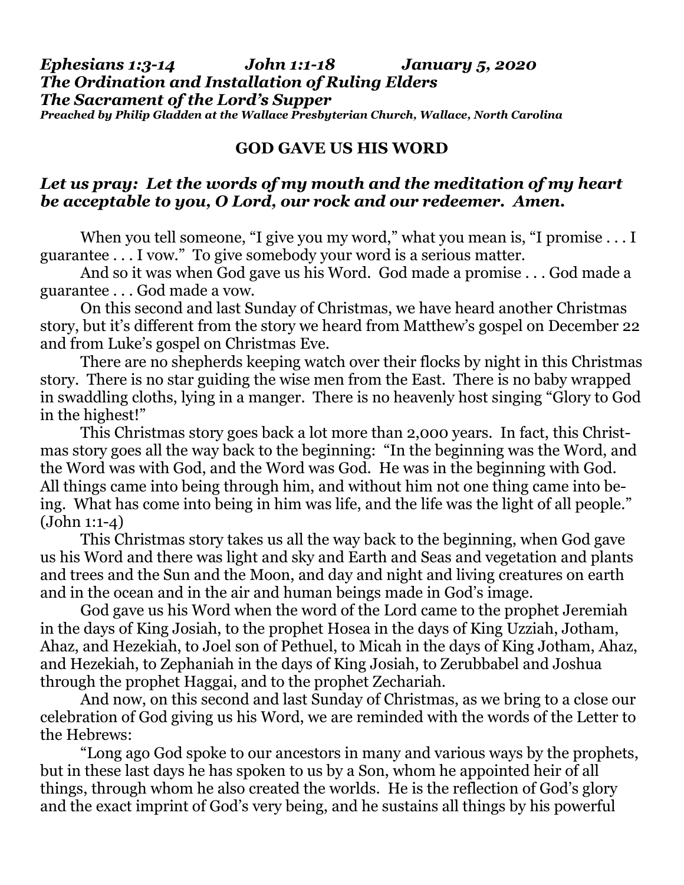***Ephesians 1:3-14 John 1:1-18 January 5, 2020***
***The Ordination and Installation of Ruling Elders***
***The Sacrament of the Lord's Supper***
***Preached by Philip Gladden at the Wallace Presbyterian Church, Wallace, North Carolina***

## GOD GAVE US HIS WORD

***Let us pray: Let the words of my mouth and the meditation of my heart be acceptable to you, O Lord, our rock and our redeemer. Amen.***

When you tell someone, "I give you my word," what you mean is, "I promise . . . I guarantee . . . I vow." To give somebody your word is a serious matter.

And so it was when God gave us his Word. God made a promise . . . God made a guarantee . . . God made a vow.

On this second and last Sunday of Christmas, we have heard another Christmas story, but it's different from the story we heard from Matthew's gospel on December 22 and from Luke's gospel on Christmas Eve.

There are no shepherds keeping watch over their flocks by night in this Christmas story. There is no star guiding the wise men from the East. There is no baby wrapped in swaddling cloths, lying in a manger. There is no heavenly host singing "Glory to God in the highest!"

This Christmas story goes back a lot more than 2,000 years. In fact, this Christmas story goes all the way back to the beginning: "In the beginning was the Word, and the Word was with God, and the Word was God. He was in the beginning with God. All things came into being through him, and without him not one thing came into being. What has come into being in him was life, and the life was the light of all people." (John 1:1-4)

This Christmas story takes us all the way back to the beginning, when God gave us his Word and there was light and sky and Earth and Seas and vegetation and plants and trees and the Sun and the Moon, and day and night and living creatures on earth and in the ocean and in the air and human beings made in God's image.

God gave us his Word when the word of the Lord came to the prophet Jeremiah in the days of King Josiah, to the prophet Hosea in the days of King Uzziah, Jotham, Ahaz, and Hezekiah, to Joel son of Pethuel, to Micah in the days of King Jotham, Ahaz, and Hezekiah, to Zephaniah in the days of King Josiah, to Zerubbabel and Joshua through the prophet Haggai, and to the prophet Zechariah.

And now, on this second and last Sunday of Christmas, as we bring to a close our celebration of God giving us his Word, we are reminded with the words of the Letter to the Hebrews:

"Long ago God spoke to our ancestors in many and various ways by the prophets, but in these last days he has spoken to us by a Son, whom he appointed heir of all things, through whom he also created the worlds. He is the reflection of God's glory and the exact imprint of God's very being, and he sustains all things by his powerful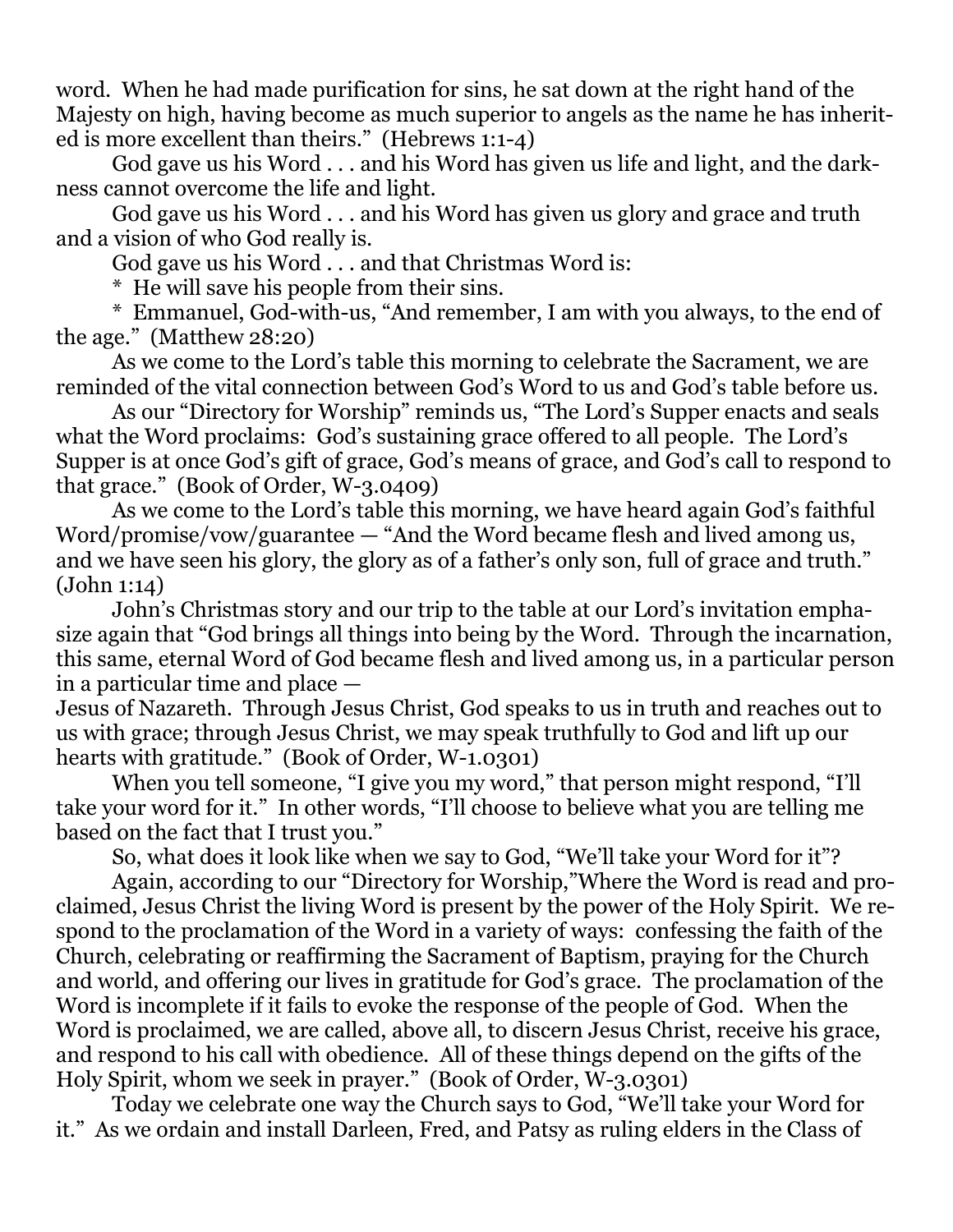word. When he had made purification for sins, he sat down at the right hand of the Majesty on high, having become as much superior to angels as the name he has inherited is more excellent than theirs." (Hebrews 1:1-4)

God gave us his Word . . . and his Word has given us life and light, and the darkness cannot overcome the life and light.

God gave us his Word . . . and his Word has given us glory and grace and truth and a vision of who God really is.

God gave us his Word . . . and that Christmas Word is:

* He will save his people from their sins.

* Emmanuel, God-with-us, "And remember, I am with you always, to the end of the age." (Matthew 28:20)

As we come to the Lord's table this morning to celebrate the Sacrament, we are reminded of the vital connection between God's Word to us and God's table before us.

As our "Directory for Worship" reminds us, "The Lord's Supper enacts and seals what the Word proclaims: God's sustaining grace offered to all people. The Lord's Supper is at once God's gift of grace, God's means of grace, and God's call to respond to that grace." (Book of Order, W-3.0409)

As we come to the Lord's table this morning, we have heard again God's faithful Word/promise/vow/guarantee — "And the Word became flesh and lived among us, and we have seen his glory, the glory as of a father's only son, full of grace and truth." (John 1:14)

John's Christmas story and our trip to the table at our Lord's invitation emphasize again that "God brings all things into being by the Word. Through the incarnation, this same, eternal Word of God became flesh and lived among us, in a particular person in a particular time and place — Jesus of Nazareth. Through Jesus Christ, God speaks to us in truth and reaches out to us with grace; through Jesus Christ, we may speak truthfully to God and lift up our hearts with gratitude." (Book of Order, W-1.0301)

When you tell someone, "I give you my word," that person might respond, "I'll take your word for it." In other words, "I'll choose to believe what you are telling me based on the fact that I trust you."

So, what does it look like when we say to God, "We'll take your Word for it"?

Again, according to our "Directory for Worship,"Where the Word is read and proclaimed, Jesus Christ the living Word is present by the power of the Holy Spirit. We respond to the proclamation of the Word in a variety of ways: confessing the faith of the Church, celebrating or reaffirming the Sacrament of Baptism, praying for the Church and world, and offering our lives in gratitude for God's grace. The proclamation of the Word is incomplete if it fails to evoke the response of the people of God. When the Word is proclaimed, we are called, above all, to discern Jesus Christ, receive his grace, and respond to his call with obedience. All of these things depend on the gifts of the Holy Spirit, whom we seek in prayer." (Book of Order, W-3.0301)

Today we celebrate one way the Church says to God, "We'll take your Word for it." As we ordain and install Darleen, Fred, and Patsy as ruling elders in the Class of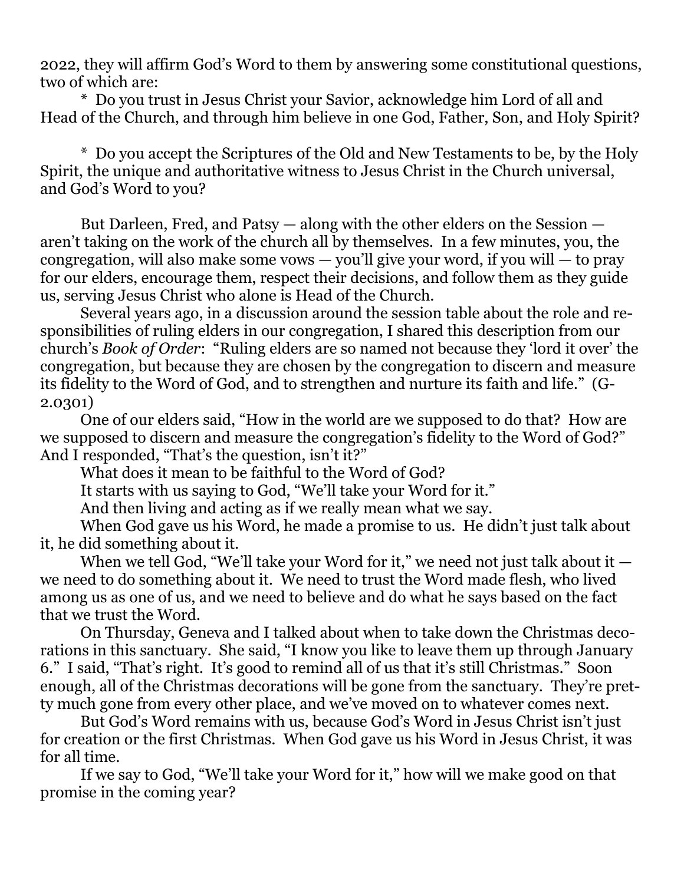2022, they will affirm God's Word to them by answering some constitutional questions, two of which are:

* Do you trust in Jesus Christ your Savior, acknowledge him Lord of all and Head of the Church, and through him believe in one God, Father, Son, and Holy Spirit?

* Do you accept the Scriptures of the Old and New Testaments to be, by the Holy Spirit, the unique and authoritative witness to Jesus Christ in the Church universal, and God's Word to you?

But Darleen, Fred, and Patsy — along with the other elders on the Session — aren't taking on the work of the church all by themselves. In a few minutes, you, the congregation, will also make some vows — you'll give your word, if you will — to pray for our elders, encourage them, respect their decisions, and follow them as they guide us, serving Jesus Christ who alone is Head of the Church.

Several years ago, in a discussion around the session table about the role and responsibilities of ruling elders in our congregation, I shared this description from our church's *Book of Order*: "Ruling elders are so named not because they 'lord it over' the congregation, but because they are chosen by the congregation to discern and measure its fidelity to the Word of God, and to strengthen and nurture its faith and life." (G-2.0301)

One of our elders said, "How in the world are we supposed to do that? How are we supposed to discern and measure the congregation's fidelity to the Word of God?" And I responded, "That's the question, isn't it?"

What does it mean to be faithful to the Word of God?

It starts with us saying to God, "We'll take your Word for it."

And then living and acting as if we really mean what we say.

When God gave us his Word, he made a promise to us. He didn't just talk about it, he did something about it.

When we tell God, "We'll take your Word for it," we need not just talk about it — we need to do something about it. We need to trust the Word made flesh, who lived among us as one of us, and we need to believe and do what he says based on the fact that we trust the Word.

On Thursday, Geneva and I talked about when to take down the Christmas decorations in this sanctuary. She said, "I know you like to leave them up through January 6." I said, "That's right. It's good to remind all of us that it's still Christmas." Soon enough, all of the Christmas decorations will be gone from the sanctuary. They're pretty much gone from every other place, and we've moved on to whatever comes next.

But God's Word remains with us, because God's Word in Jesus Christ isn't just for creation or the first Christmas. When God gave us his Word in Jesus Christ, it was for all time.

If we say to God, "We'll take your Word for it," how will we make good on that promise in the coming year?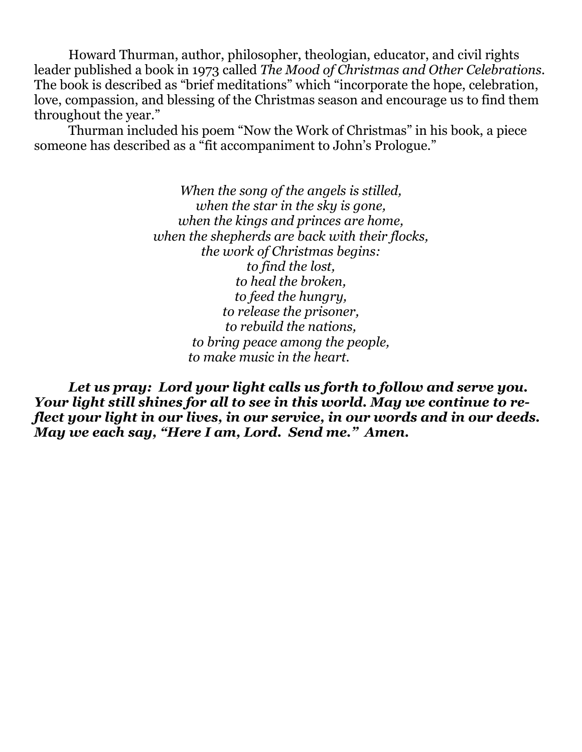Howard Thurman, author, philosopher, theologian, educator, and civil rights leader published a book in 1973 called *The Mood of Christmas and Other Celebrations*. The book is described as "brief meditations" which "incorporate the hope, celebration, love, compassion, and blessing of the Christmas season and encourage us to find them throughout the year."

Thurman included his poem "Now the Work of Christmas" in his book, a piece someone has described as a "fit accompaniment to John's Prologue."

*When the song of the angels is stilled,*
*when the star in the sky is gone,*
*when the kings and princes are home,*
*when the shepherds are back with their flocks,*
*the work of Christmas begins:*
*to find the lost,*
*to heal the broken,*
*to feed the hungry,*
*to release the prisoner,*
*to rebuild the nations,*
*to bring peace among the people,*
*to make music in the heart.*

***Let us pray: Lord your light calls us forth to follow and serve you. Your light still shines for all to see in this world. May we continue to reflect your light in our lives, in our service, in our words and in our deeds. May we each say, "Here I am, Lord. Send me." Amen.***